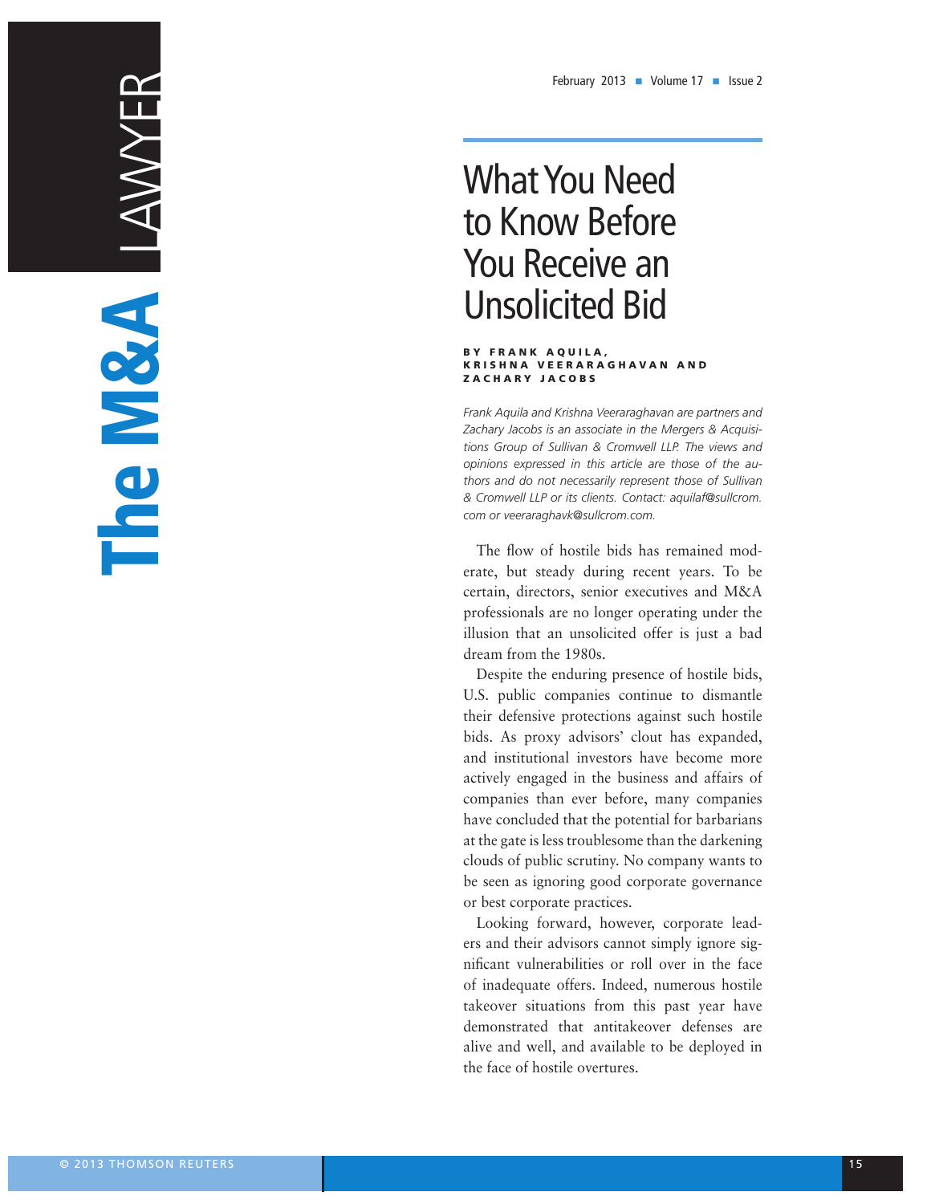# What You Need to Know Before You Receive an Unsolicited Bid

**BY FRANK AQUILA, KRISHNA VEERARAGHAVAN AND ZACHARY JACOBS**

*Frank Aquila and Krishna Veeraraghavan are partners and Zachary Jacobs is an associate in the Mergers & Acquisitions Group of Sullivan & Cromwell LLP. The views and opinions expressed in this article are those of the authors and do not necessarily represent those of Sullivan & Cromwell LLP or its clients. Contact: aquilaf@sullcrom.com or veeraraghavk@sullcrom.com.*

The flow of hostile bids has remained moderate, but steady during recent years. To be certain, directors, senior executives and M&A professionals are no longer operating under the illusion that an unsolicited offer is just a bad dream from the 1980s.

Despite the enduring presence of hostile bids, U.S. public companies continue to dismantle their defensive protections against such hostile bids. As proxy advisors' clout has expanded, and institutional investors have become more actively engaged in the business and affairs of companies than ever before, many companies have concluded that the potential for barbarians at the gate is less troublesome than the darkening clouds of public scrutiny. No company wants to be seen as ignoring good corporate governance or best corporate practices.

Looking forward, however, corporate leaders and their advisors cannot simply ignore significant vulnerabilities or roll over in the face of inadequate offers. Indeed, numerous hostile takeover situations from this past year have demonstrated that antitakeover defenses are alive and well, and available to be deployed in the face of hostile overtures.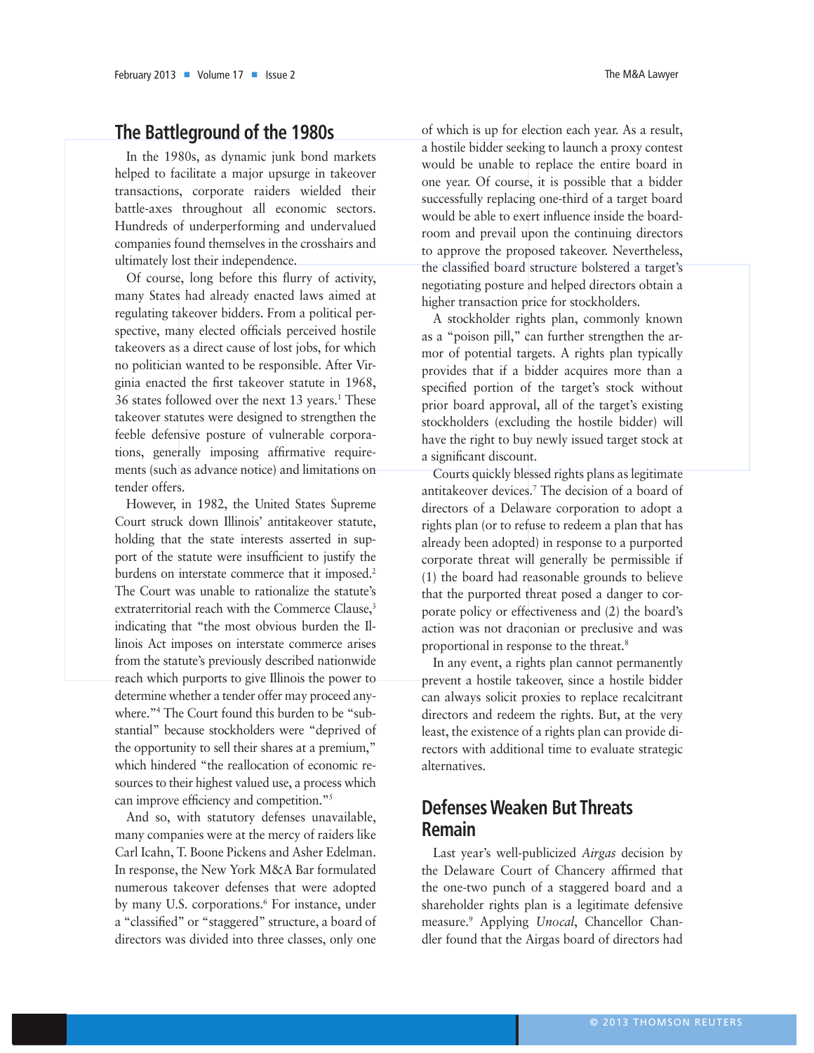## The Battleground of the 1980s

In the 1980s, as dynamic junk bond markets helped to facilitate a major upsurge in takeover transactions, corporate raiders wielded their battle-axes throughout all economic sectors. Hundreds of underperforming and undervalued companies found themselves in the crosshairs and ultimately lost their independence.

Of course, long before this flurry of activity, many States had already enacted laws aimed at regulating takeover bidders. From a political perspective, many elected officials perceived hostile takeovers as a direct cause of lost jobs, for which no politician wanted to be responsible. After Virginia enacted the first takeover statute in 1968, 36 states followed over the next 13 years.[1] These takeover statutes were designed to strengthen the feeble defensive posture of vulnerable corporations, generally imposing affirmative requirements (such as advance notice) and limitations on tender offers.

However, in 1982, the United States Supreme Court struck down Illinois' antitakeover statute, holding that the state interests asserted in support of the statute were insufficient to justify the burdens on interstate commerce that it imposed.[2] The Court was unable to rationalize the statute's extraterritorial reach with the Commerce Clause,[3] indicating that "the most obvious burden the Illinois Act imposes on interstate commerce arises from the statute's previously described nationwide reach which purports to give Illinois the power to determine whether a tender offer may proceed anywhere."[4] The Court found this burden to be "substantial" because stockholders were "deprived of the opportunity to sell their shares at a premium," which hindered "the reallocation of economic resources to their highest valued use, a process which can improve efficiency and competition."[5]

And so, with statutory defenses unavailable, many companies were at the mercy of raiders like Carl Icahn, T. Boone Pickens and Asher Edelman. In response, the New York M&A Bar formulated numerous takeover defenses that were adopted by many U.S. corporations.[6] For instance, under a "classified" or "staggered" structure, a board of directors was divided into three classes, only one of which is up for election each year. As a result, a hostile bidder seeking to launch a proxy contest would be unable to replace the entire board in one year. Of course, it is possible that a bidder successfully replacing one-third of a target board would be able to exert influence inside the boardroom and prevail upon the continuing directors to approve the proposed takeover. Nevertheless, the classified board structure bolstered a target's negotiating posture and helped directors obtain a higher transaction price for stockholders.

A stockholder rights plan, commonly known as a "poison pill," can further strengthen the armor of potential targets. A rights plan typically provides that if a bidder acquires more than a specified portion of the target's stock without prior board approval, all of the target's existing stockholders (excluding the hostile bidder) will have the right to buy newly issued target stock at a significant discount.

Courts quickly blessed rights plans as legitimate antitakeover devices.[7] The decision of a board of directors of a Delaware corporation to adopt a rights plan (or to refuse to redeem a plan that has already been adopted) in response to a purported corporate threat will generally be permissible if (1) the board had reasonable grounds to believe that the purported threat posed a danger to corporate policy or effectiveness and (2) the board's action was not draconian or preclusive and was proportional in response to the threat.[8]

In any event, a rights plan cannot permanently prevent a hostile takeover, since a hostile bidder can always solicit proxies to replace recalcitrant directors and redeem the rights. But, at the very least, the existence of a rights plan can provide directors with additional time to evaluate strategic alternatives.

## Defenses Weaken But Threats Remain

Last year's well-publicized *Airgas* decision by the Delaware Court of Chancery affirmed that the one-two punch of a staggered board and a shareholder rights plan is a legitimate defensive measure.[9] Applying *Unocal*, Chancellor Chandler found that the Airgas board of directors had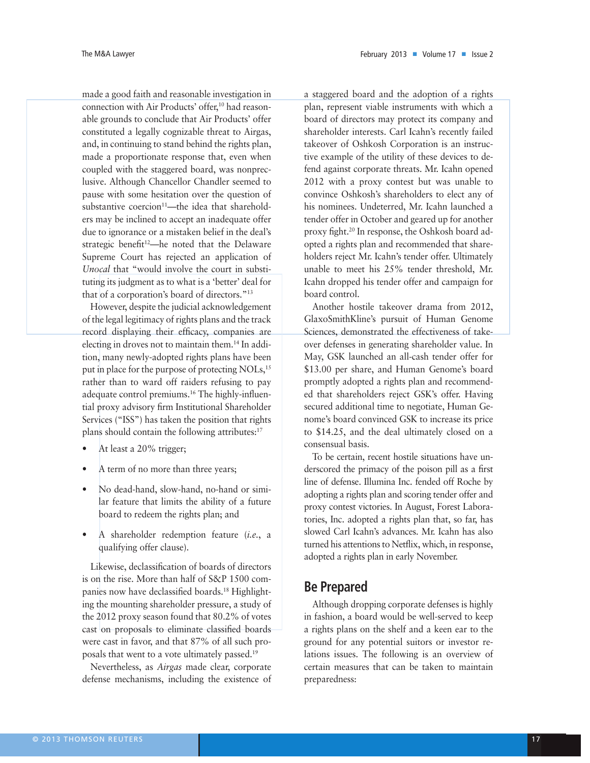made a good faith and reasonable investigation in connection with Air Products' offer,[10] had reasonable grounds to conclude that Air Products' offer constituted a legally cognizable threat to Airgas, and, in continuing to stand behind the rights plan, made a proportionate response that, even when coupled with the staggered board, was nonpreclusive. Although Chancellor Chandler seemed to pause with some hesitation over the question of substantive coercion[11]—the idea that shareholders may be inclined to accept an inadequate offer due to ignorance or a mistaken belief in the deal's strategic benefit[12]—he noted that the Delaware Supreme Court has rejected an application of *Unocal* that "would involve the court in substituting its judgment as to what is a 'better' deal for that of a corporation's board of directors."[13]

However, despite the judicial acknowledgement of the legal legitimacy of rights plans and the track record displaying their efficacy, companies are electing in droves not to maintain them.[14] In addition, many newly-adopted rights plans have been put in place for the purpose of protecting NOLs,[15] rather than to ward off raiders refusing to pay adequate control premiums.[16] The highly-influential proxy advisory firm Institutional Shareholder Services ("ISS") has taken the position that rights plans should contain the following attributes:[17]

- At least a 20% trigger;
- A term of no more than three years;
- No dead-hand, slow-hand, no-hand or similar feature that limits the ability of a future board to redeem the rights plan; and
- A shareholder redemption feature (*i.e.*, a qualifying offer clause).

Likewise, declassification of boards of directors is on the rise. More than half of S&P 1500 companies now have declassified boards.[18] Highlighting the mounting shareholder pressure, a study of the 2012 proxy season found that 80.2% of votes cast on proposals to eliminate classified boards were cast in favor, and that 87% of all such proposals that went to a vote ultimately passed.[19]

Nevertheless, as *Airgas* made clear, corporate defense mechanisms, including the existence of a staggered board and the adoption of a rights plan, represent viable instruments with which a board of directors may protect its company and shareholder interests. Carl Icahn's recently failed takeover of Oshkosh Corporation is an instructive example of the utility of these devices to defend against corporate threats. Mr. Icahn opened 2012 with a proxy contest but was unable to convince Oshkosh's shareholders to elect any of his nominees. Undeterred, Mr. Icahn launched a tender offer in October and geared up for another proxy fight.[20] In response, the Oshkosh board adopted a rights plan and recommended that shareholders reject Mr. Icahn's tender offer. Ultimately unable to meet his 25% tender threshold, Mr. Icahn dropped his tender offer and campaign for board control.

Another hostile takeover drama from 2012, GlaxoSmithKline's pursuit of Human Genome Sciences, demonstrated the effectiveness of takeover defenses in generating shareholder value. In May, GSK launched an all-cash tender offer for $13.00 per share, and Human Genome's board promptly adopted a rights plan and recommended that shareholders reject GSK's offer. Having secured additional time to negotiate, Human Genome's board convinced GSK to increase its price to $14.25, and the deal ultimately closed on a consensual basis.

To be certain, recent hostile situations have underscored the primacy of the poison pill as a first line of defense. Illumina Inc. fended off Roche by adopting a rights plan and scoring tender offer and proxy contest victories. In August, Forest Laboratories, Inc. adopted a rights plan that, so far, has slowed Carl Icahn's advances. Mr. Icahn has also turned his attentions to Netflix, which, in response, adopted a rights plan in early November.

## Be Prepared

Although dropping corporate defenses is highly in fashion, a board would be well-served to keep a rights plans on the shelf and a keen ear to the ground for any potential suitors or investor relations issues. The following is an overview of certain measures that can be taken to maintain preparedness: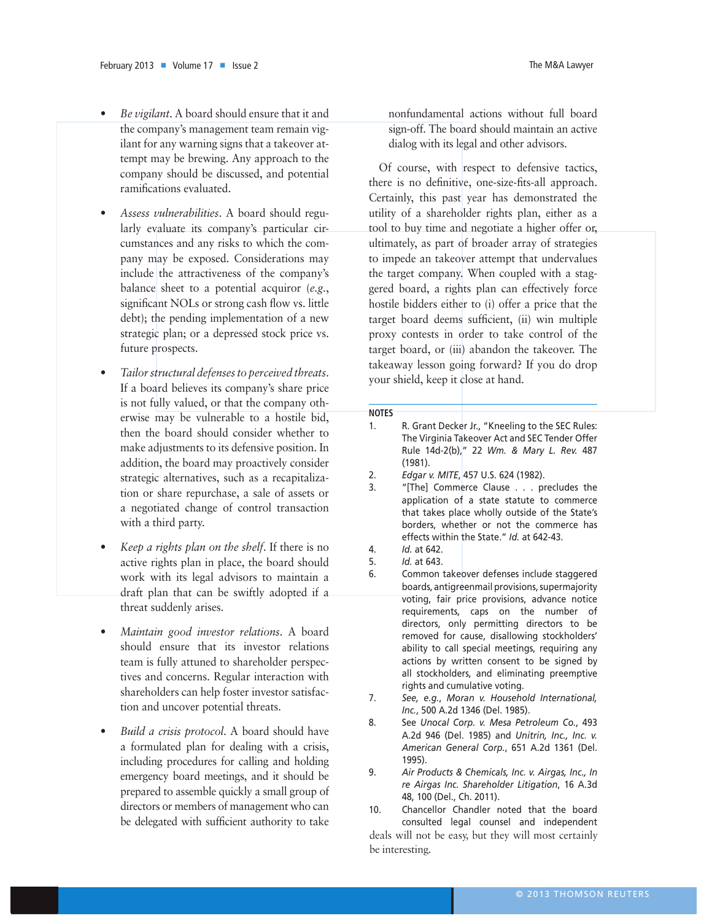- *Be vigilant*. A board should ensure that it and the company's management team remain vigilant for any warning signs that a takeover attempt may be brewing. Any approach to the company should be discussed, and potential ramifications evaluated.

- *Assess vulnerabilities*. A board should regularly evaluate its company's particular circumstances and any risks to which the company may be exposed. Considerations may include the attractiveness of the company's balance sheet to a potential acquiror (*e.g.*, significant NOLs or strong cash flow vs. little debt); the pending implementation of a new strategic plan; or a depressed stock price vs. future prospects.

- *Tailor structural defenses to perceived threats*. If a board believes its company's share price is not fully valued, or that the company otherwise may be vulnerable to a hostile bid, then the board should consider whether to make adjustments to its defensive position. In addition, the board may proactively consider strategic alternatives, such as a recapitalization or share repurchase, a sale of assets or a negotiated change of control transaction with a third party.

- *Keep a rights plan on the shelf*. If there is no active rights plan in place, the board should work with its legal advisors to maintain a draft plan that can be swiftly adopted if a threat suddenly arises.

- *Maintain good investor relations*. A board should ensure that its investor relations team is fully attuned to shareholder perspectives and concerns. Regular interaction with shareholders can help foster investor satisfaction and uncover potential threats.

- *Build a crisis protocol*. A board should have a formulated plan for dealing with a crisis, including procedures for calling and holding emergency board meetings, and it should be prepared to assemble quickly a small group of directors or members of management who can be delegated with sufficient authority to take nonfundamental actions without full board sign-off. The board should maintain an active dialog with its legal and other advisors.

Of course, with respect to defensive tactics, there is no definitive, one-size-fits-all approach. Certainly, this past year has demonstrated the utility of a shareholder rights plan, either as a tool to buy time and negotiate a higher offer or, ultimately, as part of broader array of strategies to impede an takeover attempt that undervalues the target company. When coupled with a staggered board, a rights plan can effectively force hostile bidders either to (i) offer a price that the target board deems sufficient, (ii) win multiple proxy contests in order to take control of the target board, or (iii) abandon the takeover. The takeaway lesson going forward? If you do drop your shield, keep it close at hand.

## NOTES

1. R. Grant Decker Jr., "Kneeling to the SEC Rules: The Virginia Takeover Act and SEC Tender Offer Rule 14d-2(b)," 22 *Wm. & Mary L. Rev.* 487 (1981).
2. *Edgar v. MITE*, 457 U.S. 624 (1982).
3. "[The] Commerce Clause . . . precludes the application of a state statute to commerce that takes place wholly outside of the State's borders, whether or not the commerce has effects within the State." *Id.* at 642-43.
4. *Id.* at 642.
5. *Id.* at 643.
6. Common takeover defenses include staggered boards, antigreenmail provisions, supermajority voting, fair price provisions, advance notice requirements, caps on the number of directors, only permitting directors to be removed for cause, disallowing stockholders' ability to call special meetings, requiring any actions by written consent to be signed by all stockholders, and eliminating preemptive rights and cumulative voting.
7. *See, e.g., Moran v. Household International, Inc.*, 500 A.2d 1346 (Del. 1985).
8. See *Unocal Corp. v. Mesa Petroleum Co.*, 493 A.2d 946 (Del. 1985) and *Unitrin, Inc., Inc. v. American General Corp.*, 651 A.2d 1361 (Del. 1995).
9. *Air Products & Chemicals, Inc. v. Airgas, Inc., In re Airgas Inc. Shareholder Litigation*, 16 A.3d 48, 100 (Del., Ch. 2011).
10. Chancellor Chandler noted that the board consulted legal counsel and independent

deals will not be easy, but they will most certainly be interesting.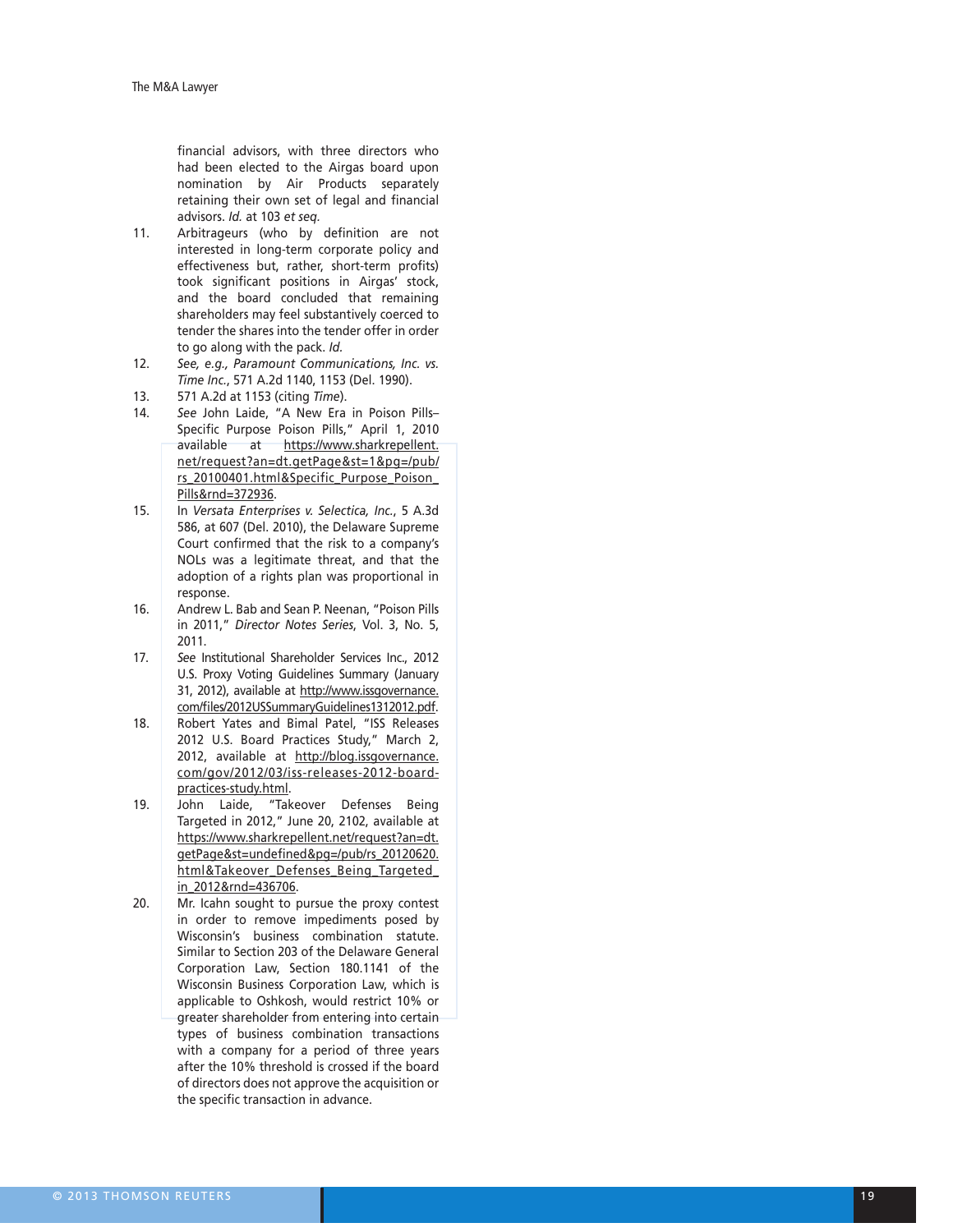financial advisors, with three directors who had been elected to the Airgas board upon nomination by Air Products separately retaining their own set of legal and financial advisors. *Id.* at 103 *et seq.*

11. Arbitrageurs (who by definition are not interested in long-term corporate policy and effectiveness but, rather, short-term profits) took significant positions in Airgas' stock, and the board concluded that remaining shareholders may feel substantively coerced to tender the shares into the tender offer in order to go along with the pack. *Id.*
12. *See, e.g., Paramount Communications, Inc. vs. Time Inc.*, 571 A.2d 1140, 1153 (Del. 1990).
13. 571 A.2d at 1153 (citing *Time*).
14. *See* John Laide, "A New Era in Poison Pills–Specific Purpose Poison Pills," April 1, 2010 available at https://www.sharkrepellent.net/request?an=dt.getPage&st=1&pg=/pub/rs_20100401.html&Specific_Purpose_Poison_Pills&rnd=372936.
15. In *Versata Enterprises v. Selectica, Inc.*, 5 A.3d 586, at 607 (Del. 2010), the Delaware Supreme Court confirmed that the risk to a company's NOLs was a legitimate threat, and that the adoption of a rights plan was proportional in response.
16. Andrew L. Bab and Sean P. Neenan, "Poison Pills in 2011," *Director Notes Series*, Vol. 3, No. 5, 2011.
17. *See* Institutional Shareholder Services Inc., 2012 U.S. Proxy Voting Guidelines Summary (January 31, 2012), available at http://www.issgovernance.com/files/2012USSummaryGuidelines1312012.pdf.
18. Robert Yates and Bimal Patel, "ISS Releases 2012 U.S. Board Practices Study," March 2, 2012, available at http://blog.issgovernance.com/gov/2012/03/iss-releases-2012-board-practices-study.html.
19. John Laide, "Takeover Defenses Being Targeted in 2012," June 20, 2102, available at https://www.sharkrepellent.net/request?an=dt.getPage&st=undefined&pg=/pub/rs_20120620.html&Takeover_Defenses_Being_Targeted_in_2012&rnd=436706.
20. Mr. Icahn sought to pursue the proxy contest in order to remove impediments posed by Wisconsin's business combination statute. Similar to Section 203 of the Delaware General Corporation Law, Section 180.1141 of the Wisconsin Business Corporation Law, which is applicable to Oshkosh, would restrict 10% or greater shareholder from entering into certain types of business combination transactions with a company for a period of three years after the 10% threshold is crossed if the board of directors does not approve the acquisition or the specific transaction in advance.